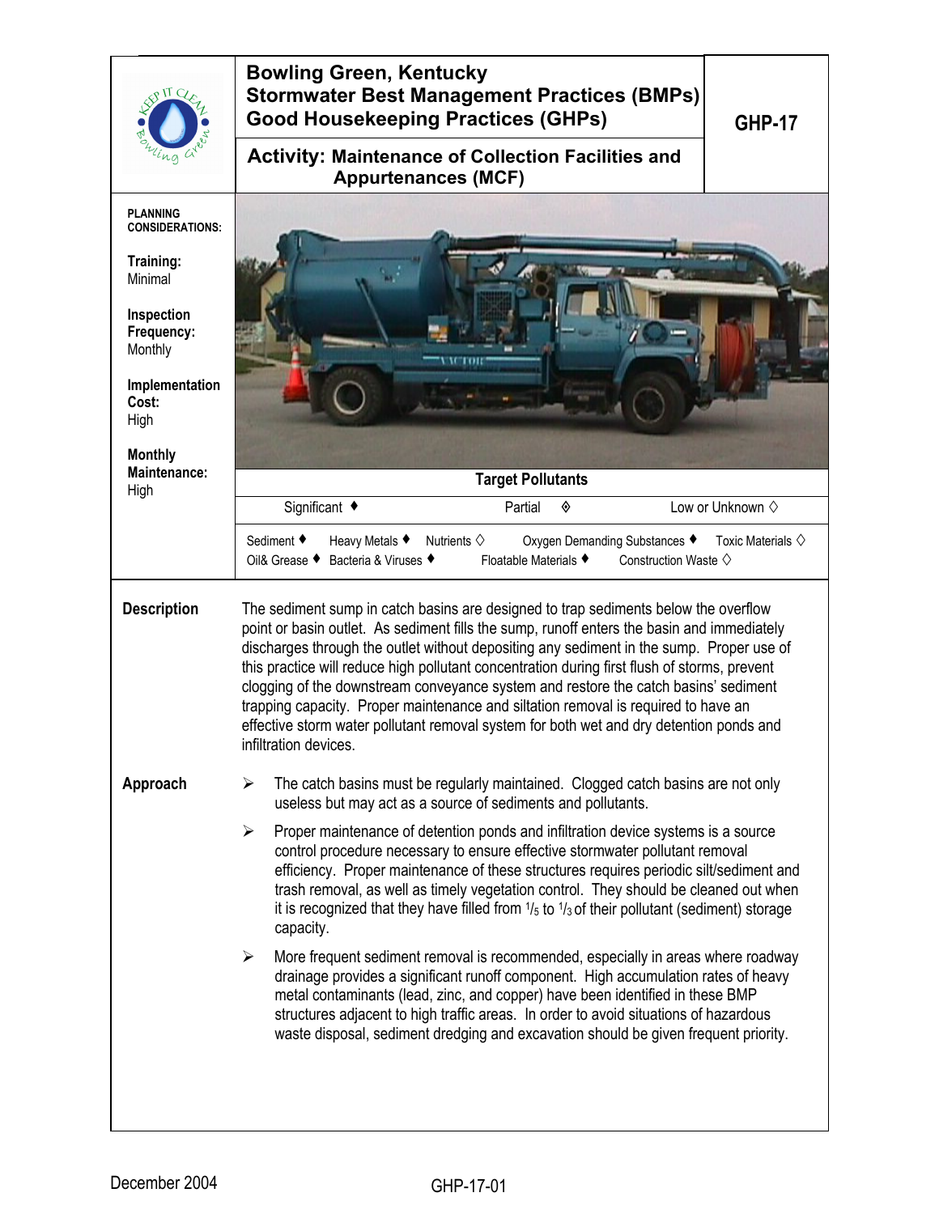# Bowling Green, Kentucky
# Stormwater Best Management Practices (BMPs)
# Good Housekeeping Practices (GHPs)

**GHP-17**

## Activity: Maintenance of Collection Facilities and Appurtenances (MCF)

**PLANNING CONSIDERATIONS:**

**Training:**
Minimal

**Inspection Frequency:**
Monthly

**Implementation Cost:**
High

**Monthly Maintenance:**
High

**Target Pollutants**

| Significant ♦ | Partial ◈ | Low or Unknown ◊ |
|---|---|---|

Sediment ♦ Heavy Metals ♦ Nutrients ◊ Oxygen Demanding Substances ♦ Toxic Materials ◊
Oil& Grease ♦ Bacteria & Viruses ♦ Floatable Materials ♦ Construction Waste ◊

### Description

The sediment sump in catch basins are designed to trap sediments below the overflow point or basin outlet. As sediment fills the sump, runoff enters the basin and immediately discharges through the outlet without depositing any sediment in the sump. Proper use of this practice will reduce high pollutant concentration during first flush of storms, prevent clogging of the downstream conveyance system and restore the catch basins' sediment trapping capacity. Proper maintenance and siltation removal is required to have an effective storm water pollutant removal system for both wet and dry detention ponds and infiltration devices.

### Approach

- The catch basins must be regularly maintained. Clogged catch basins are not only useless but may act as a source of sediments and pollutants.
- Proper maintenance of detention ponds and infiltration device systems is a source control procedure necessary to ensure effective stormwater pollutant removal efficiency. Proper maintenance of these structures requires periodic silt/sediment and trash removal, as well as timely vegetation control. They should be cleaned out when it is recognized that they have filled from $^1/_5$ to $^1/_3$ of their pollutant (sediment) storage capacity.
- More frequent sediment removal is recommended, especially in areas where roadway drainage provides a significant runoff component. High accumulation rates of heavy metal contaminants (lead, zinc, and copper) have been identified in these BMP structures adjacent to high traffic areas. In order to avoid situations of hazardous waste disposal, sediment dredging and excavation should be given frequent priority.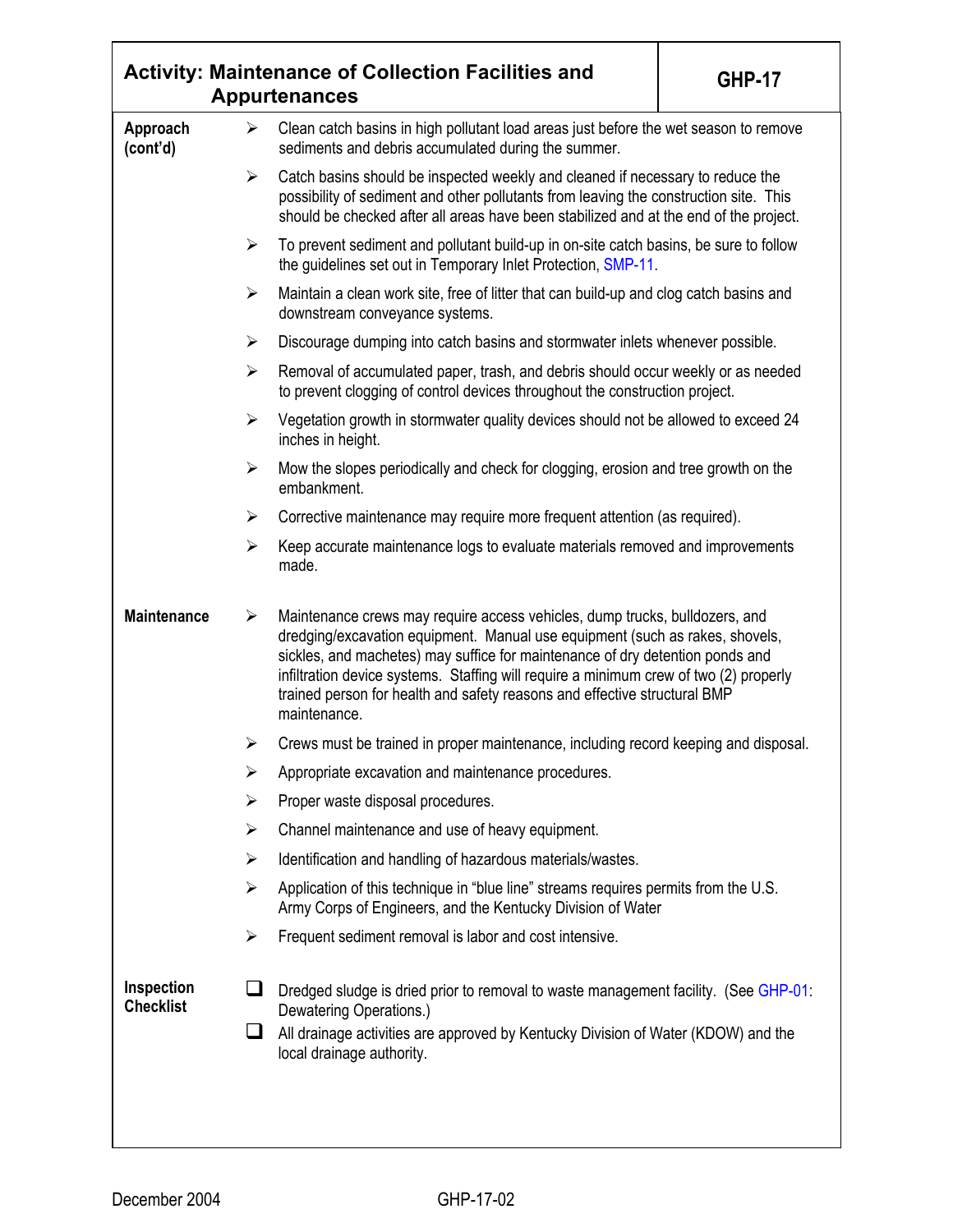## Activity: Maintenance of Collection Facilities and Appurtenances — GHP-17

**Approach (cont'd)**

- Clean catch basins in high pollutant load areas just before the wet season to remove sediments and debris accumulated during the summer.
- Catch basins should be inspected weekly and cleaned if necessary to reduce the possibility of sediment and other pollutants from leaving the construction site. This should be checked after all areas have been stabilized and at the end of the project.
- To prevent sediment and pollutant build-up in on-site catch basins, be sure to follow the guidelines set out in Temporary Inlet Protection, SMP-11.
- Maintain a clean work site, free of litter that can build-up and clog catch basins and downstream conveyance systems.
- Discourage dumping into catch basins and stormwater inlets whenever possible.
- Removal of accumulated paper, trash, and debris should occur weekly or as needed to prevent clogging of control devices throughout the construction project.
- Vegetation growth in stormwater quality devices should not be allowed to exceed 24 inches in height.
- Mow the slopes periodically and check for clogging, erosion and tree growth on the embankment.
- Corrective maintenance may require more frequent attention (as required).
- Keep accurate maintenance logs to evaluate materials removed and improvements made.

**Maintenance**

- Maintenance crews may require access vehicles, dump trucks, bulldozers, and dredging/excavation equipment. Manual use equipment (such as rakes, shovels, sickles, and machetes) may suffice for maintenance of dry detention ponds and infiltration device systems. Staffing will require a minimum crew of two (2) properly trained person for health and safety reasons and effective structural BMP maintenance.
- Crews must be trained in proper maintenance, including record keeping and disposal.
- Appropriate excavation and maintenance procedures.
- Proper waste disposal procedures.
- Channel maintenance and use of heavy equipment.
- Identification and handling of hazardous materials/wastes.
- Application of this technique in "blue line" streams requires permits from the U.S. Army Corps of Engineers, and the Kentucky Division of Water
- Frequent sediment removal is labor and cost intensive.

**Inspection Checklist**

- [ ] Dredged sludge is dried prior to removal to waste management facility. (See GHP-01: Dewatering Operations.)
- [ ] All drainage activities are approved by Kentucky Division of Water (KDOW) and the local drainage authority.